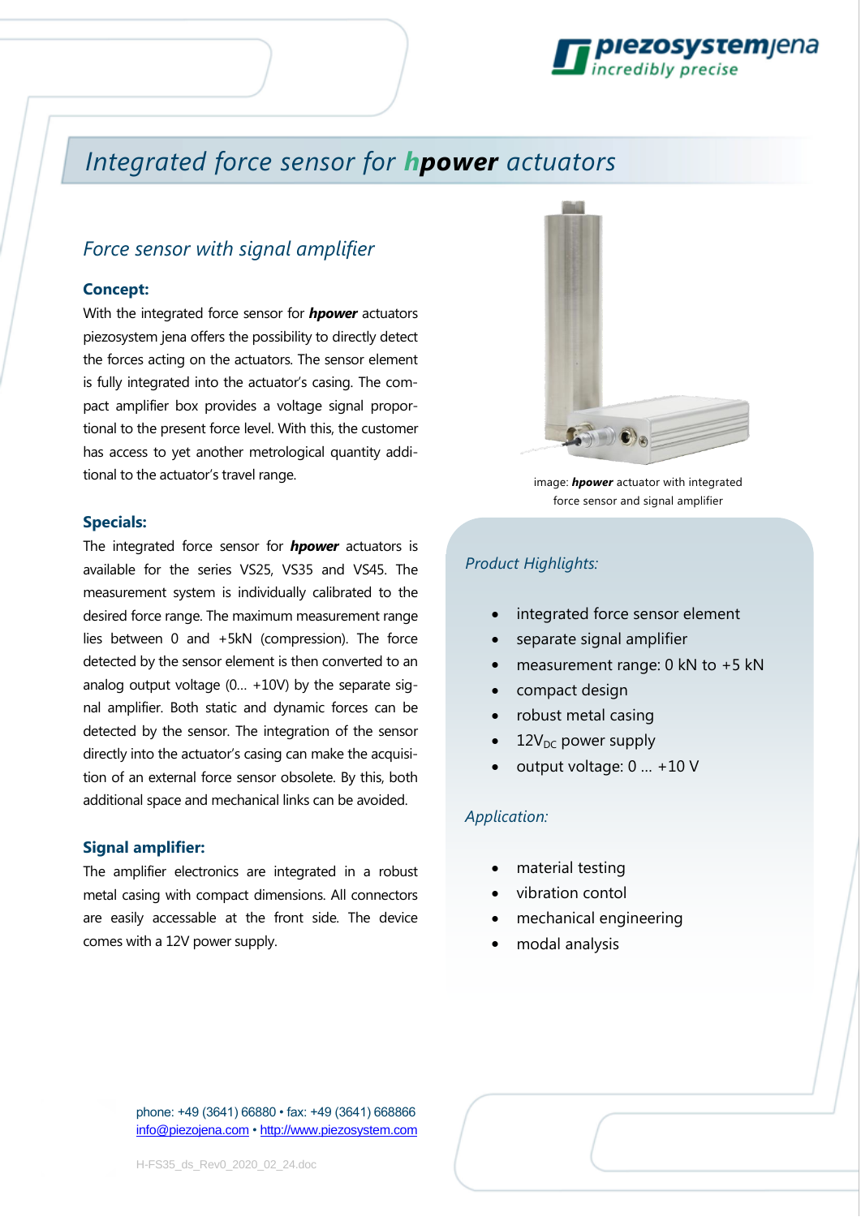# Integrated force sensor for *hpower* actuators

## *Force sensor with signal amplifier*

### Concept:

With the integrated force sensor for ***hpower*** actuators piezosystem jena offers the possibility to directly detect the forces acting on the actuators. The sensor element is fully integrated into the actuator's casing. The compact amplifier box provides a voltage signal proportional to the present force level. With this, the customer has access to yet another metrological quantity additional to the actuator's travel range.

### Specials:

The integrated force sensor for ***hpower*** actuators is available for the series VS25, VS35 and VS45. The measurement system is individually calibrated to the desired force range. The maximum measurement range lies between 0 and +5kN (compression). The force detected by the sensor element is then converted to an analog output voltage (0… +10V) by the separate signal amplifier. Both static and dynamic forces can be detected by the sensor. The integration of the sensor directly into the actuator's casing can make the acquisition of an external force sensor obsolete. By this, both additional space and mechanical links can be avoided.

### Signal amplifier:

The amplifier electronics are integrated in a robust metal casing with compact dimensions. All connectors are easily accessable at the front side. The device comes with a 12V power supply.

image: ***hpower*** actuator with integrated force sensor and signal amplifier

*Product Highlights:*

- integrated force sensor element
- separate signal amplifier
- measurement range: 0 kN to +5 kN
- compact design
- robust metal casing
- $12V_{DC}$ power supply
- output voltage: 0 … +10 V

*Application:*

- material testing
- vibration contol
- mechanical engineering
- modal analysis

phone: +49 (3641) 66880 • fax: +49 (3641) 668866
info@piezojena.com • http://www.piezosystem.com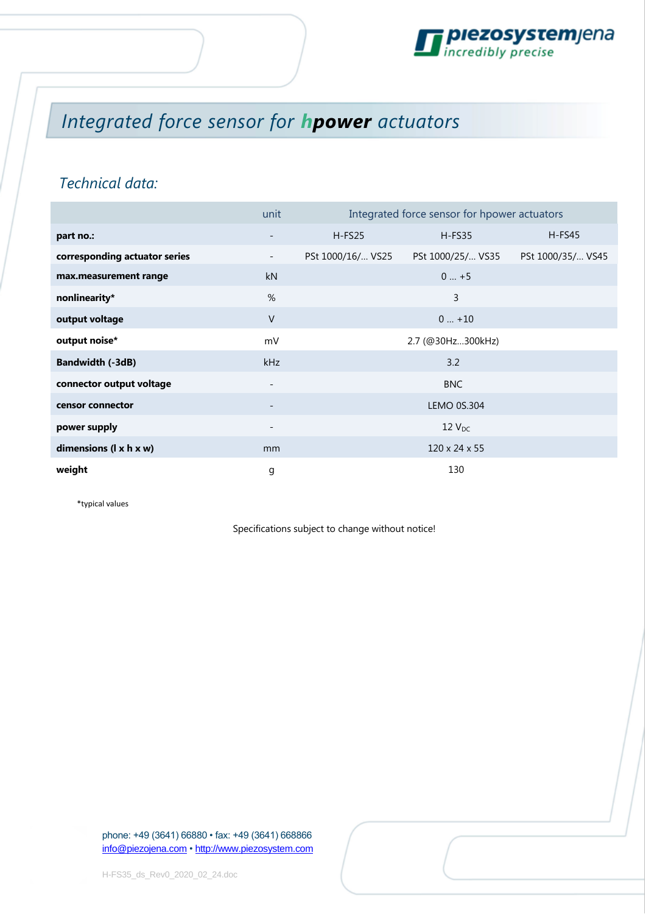# Integrated force sensor for *hpower* actuators

## *Technical data:*

| | unit | Integrated force sensor for hpower actuators | | |
|---|---|---|---|---|
| **part no.:** | - | H-FS25 | H-FS35 | H-FS45 |
| **corresponding actuator series** | - | PSt 1000/16/... VS25 | PSt 1000/25/... VS35 | PSt 1000/35/... VS45 |
| **max.measurement range** | kN | 0 ... +5 | | |
| **nonlinearity*** | % | 3 | | |
| **output voltage** | V | 0 ... +10 | | |
| **output noise*** | mV | 2.7 (@30Hz...300kHz) | | |
| **Bandwidth (-3dB)** | kHz | 3.2 | | |
| **connector output voltage** | - | BNC | | |
| **censor connector** | - | LEMO 0S.304 | | |
| **power supply** | - | 12 $V_{DC}$ | | |
| **dimensions (l x h x w)** | mm | 120 x 24 x 55 | | |
| **weight** | g | 130 | | |

*typical values

Specifications subject to change without notice!

phone: +49 (3641) 66880 • fax: +49 (3641) 668866
info@piezojena.com • http://www.piezosystem.com

H-FS35_ds_Rev0_2020_02_24.doc